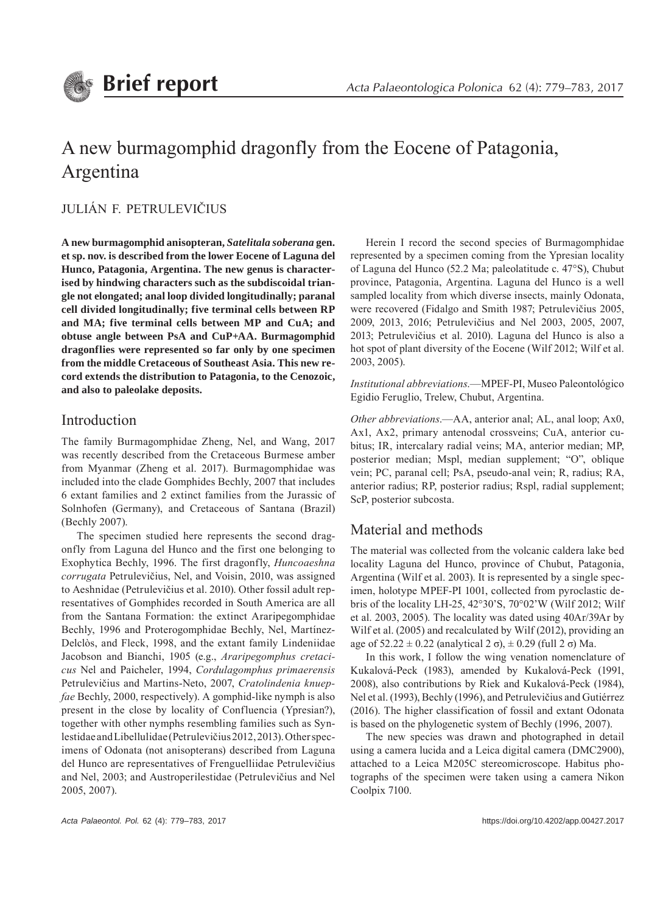Brief report

# A new burmagomphid dragonfly from the Eocene of Patagonia, Argentina

JULIÁN F. PETRULEVIČIUS

**A new burmagomphid anisopteran, *Satelitala soberana* gen. et sp. nov. is described from the lower Eocene of Laguna del Hunco, Patagonia, Argentina. The new genus is characterised by hindwing characters such as the subdiscoidal triangle not elongated; anal loop divided longitudinally; paranal cell divided longitudinally; five terminal cells between RP and MA; five terminal cells between MP and CuA; and obtuse angle between PsA and CuP+AA. Burmagomphid dragonflies were represented so far only by one specimen from the middle Cretaceous of Southeast Asia. This new record extends the distribution to Patagonia, to the Cenozoic, and also to paleolake deposits.**

## Introduction

The family Burmagomphidae Zheng, Nel, and Wang, 2017 was recently described from the Cretaceous Burmese amber from Myanmar (Zheng et al. 2017). Burmagomphidae was included into the clade Gomphides Bechly, 2007 that includes 6 extant families and 2 extinct families from the Jurassic of Solnhofen (Germany), and Cretaceous of Santana (Brazil) (Bechly 2007).

The specimen studied here represents the second dragonfly from Laguna del Hunco and the first one belonging to Exophytica Bechly, 1996. The first dragonfly, *Huncoaeshna corrugata* Petrulevičius, Nel, and Voisin, 2010, was assigned to Aeshnidae (Petrulevičius et al. 2010). Other fossil adult representatives of Gomphides recorded in South America are all from the Santana Formation: the extinct Araripegomphidae Bechly, 1996 and Proterogomphidae Bechly, Nel, Martínez-Delclòs, and Fleck, 1998, and the extant family Lindeniidae Jacobson and Bianchi, 1905 (e.g., *Araripegomphus cretacicus* Nel and Paicheler, 1994, *Cordulagomphus primaerensis* Petrulevičius and Martins-Neto, 2007, *Cratolindenia knueppfae* Bechly, 2000, respectively). A gomphid-like nymph is also present in the close by locality of Confluencia (Ypresian?), together with other nymphs resembling families such as Synlestidae and Libellulidae (Petrulevičius 2012, 2013). Other specimens of Odonata (not anisopterans) described from Laguna del Hunco are representatives of Frenguelliidae Petrulevičius and Nel, 2003; and Austroperilestidae (Petrulevičius and Nel 2005, 2007).

Herein I record the second species of Burmagomphidae represented by a specimen coming from the Ypresian locality of Laguna del Hunco (52.2 Ma; paleolatitude c. 47°S), Chubut province, Patagonia, Argentina. Laguna del Hunco is a well sampled locality from which diverse insects, mainly Odonata, were recovered (Fidalgo and Smith 1987; Petrulevičius 2005, 2009, 2013, 2016; Petrulevičius and Nel 2003, 2005, 2007, 2013; Petrulevičius et al. 2010). Laguna del Hunco is also a hot spot of plant diversity of the Eocene (Wilf 2012; Wilf et al. 2003, 2005).

*Institutional abbreviations*.—MPEF-PI, Museo Paleontológico Egidio Feruglio, Trelew, Chubut, Argentina.

*Other abbreviations*.—AA, anterior anal; AL, anal loop; Ax0, Ax1, Ax2, primary antenodal crossveins; CuA, anterior cubitus; IR, intercalary radial veins; MA, anterior median; MP, posterior median; Mspl, median supplement; "O", oblique vein; PC, paranal cell; PsA, pseudo-anal vein; R, radius; RA, anterior radius; RP, posterior radius; Rspl, radial supplement; ScP, posterior subcosta.

## Material and methods

The material was collected from the volcanic caldera lake bed locality Laguna del Hunco, province of Chubut, Patagonia, Argentina (Wilf et al. 2003). It is represented by a single specimen, holotype MPEF-PI 1001, collected from pyroclastic debris of the locality LH-25, 42°30'S, 70°02'W (Wilf 2012; Wilf et al. 2003, 2005). The locality was dated using 40Ar/39Ar by Wilf et al. (2005) and recalculated by Wilf (2012), providing an age of 52.22 ± 0.22 (analytical 2 σ), ± 0.29 (full 2 σ) Ma.

In this work, I follow the wing venation nomenclature of Kukalová-Peck (1983), amended by Kukalová-Peck (1991, 2008), also contributions by Riek and Kukalová-Peck (1984), Nel et al. (1993), Bechly (1996), and Petrulevičius and Gutiérrez (2016). The higher classification of fossil and extant Odonata is based on the phylogenetic system of Bechly (1996, 2007).

The new species was drawn and photographed in detail using a camera lucida and a Leica digital camera (DMC2900), attached to a Leica M205C stereomicroscope. Habitus photographs of the specimen were taken using a camera Nikon Coolpix 7100.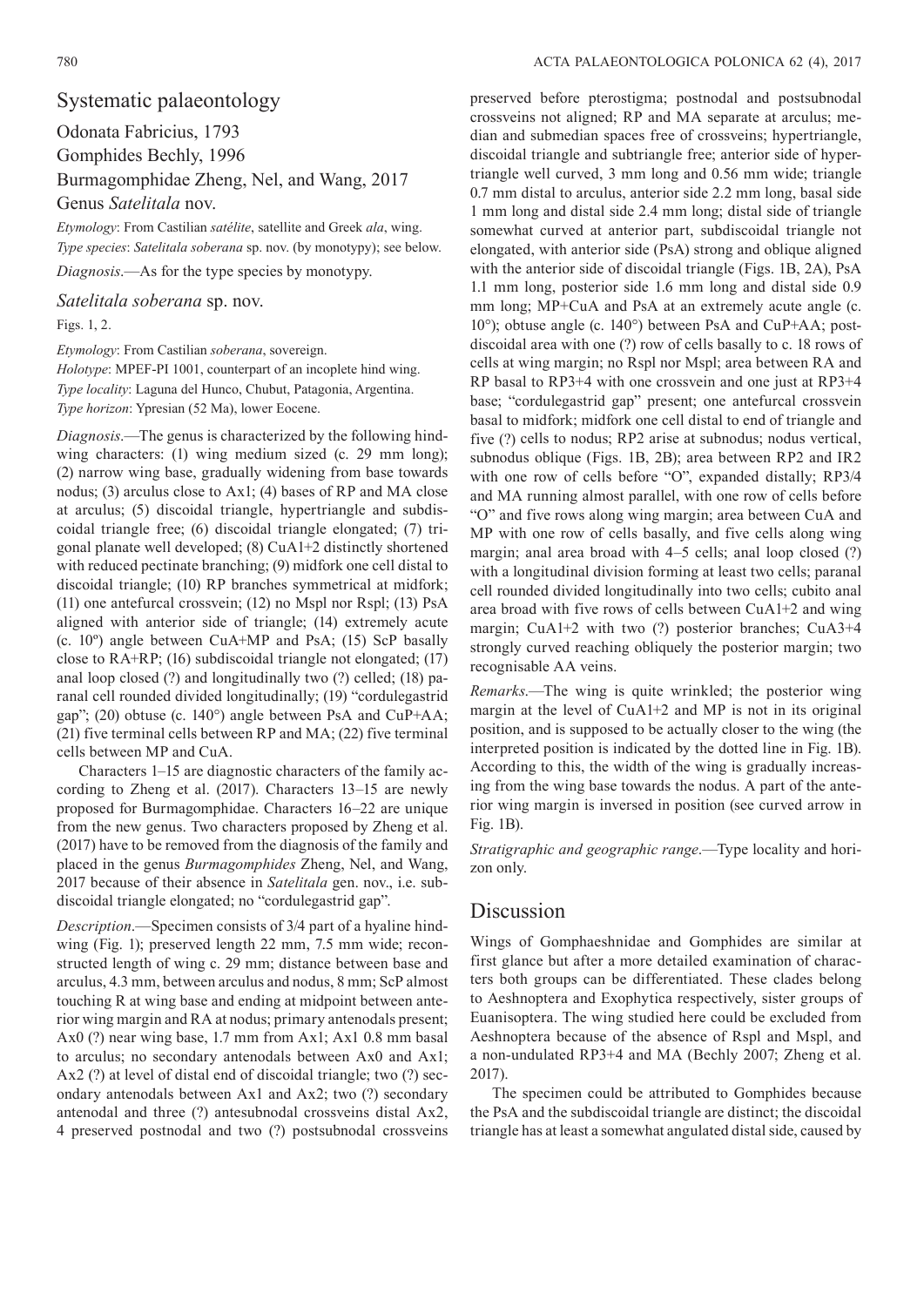# Systematic palaeontology

Odonata Fabricius, 1793

Gomphides Bechly, 1996

Burmagomphidae Zheng, Nel, and Wang, 2017

## Genus *Satelitala* nov.

*Etymology*: From Castilian *satélite*, satellite and Greek *ala*, wing.

*Type species*: *Satelitala soberana* sp. nov. (by monotypy); see below.

*Diagnosis*.—As for the type species by monotypy.

### *Satelitala soberana* sp. nov.

Figs. 1, 2.

*Etymology*: From Castilian *soberana*, sovereign.

*Holotype*: MPEF-PI 1001, counterpart of an incoplete hind wing.

*Type locality*: Laguna del Hunco, Chubut, Patagonia, Argentina.

*Type horizon*: Ypresian (52 Ma), lower Eocene.

*Diagnosis*.—The genus is characterized by the following hindwing characters: (1) wing medium sized (c. 29 mm long); (2) narrow wing base, gradually widening from base towards nodus; (3) arculus close to Ax1; (4) bases of RP and MA close at arculus; (5) discoidal triangle, hypertriangle and subdiscoidal triangle free; (6) discoidal triangle elongated; (7) trigonal planate well developed; (8) CuA1+2 distinctly shortened with reduced pectinate branching; (9) midfork one cell distal to discoidal triangle; (10) RP branches symmetrical at midfork; (11) one antefurcal crossvein; (12) no Mspl nor Rspl; (13) PsA aligned with anterior side of triangle; (14) extremely acute (c. 10º) angle between CuA+MP and PsA; (15) ScP basally close to RA+RP; (16) subdiscoidal triangle not elongated; (17) anal loop closed (?) and longitudinally two (?) celled; (18) paranal cell rounded divided longitudinally; (19) "cordulegastrid gap"; (20) obtuse (c. 140°) angle between PsA and CuP+AA; (21) five terminal cells between RP and MA; (22) five terminal cells between MP and CuA.

Characters 1–15 are diagnostic characters of the family according to Zheng et al. (2017). Characters 13–15 are newly proposed for Burmagomphidae. Characters 16–22 are unique from the new genus. Two characters proposed by Zheng et al. (2017) have to be removed from the diagnosis of the family and placed in the genus *Burmagomphides* Zheng, Nel, and Wang, 2017 because of their absence in *Satelitala* gen. nov., i.e. subdiscoidal triangle elongated; no "cordulegastrid gap".

*Description*.—Specimen consists of 3/4 part of a hyaline hindwing (Fig. 1); preserved length 22 mm, 7.5 mm wide; reconstructed length of wing c. 29 mm; distance between base and arculus, 4.3 mm, between arculus and nodus, 8 mm; ScP almost touching R at wing base and ending at midpoint between anterior wing margin and RA at nodus; primary antenodals present; Ax0 (?) near wing base, 1.7 mm from Ax1; Ax1 0.8 mm basal to arculus; no secondary antenodals between Ax0 and Ax1; Ax2 (?) at level of distal end of discoidal triangle; two (?) secondary antenodals between Ax1 and Ax2; two (?) secondary antenodal and three (?) antesubnodal crossveins distal Ax2, 4 preserved postnodal and two (?) postsubnodal crossveins preserved before pterostigma; postnodal and postsubnodal crossveins not aligned; RP and MA separate at arculus; median and submedian spaces free of crossveins; hypertriangle, discoidal triangle and subtriangle free; anterior side of hypertriangle well curved, 3 mm long and 0.56 mm wide; triangle 0.7 mm distal to arculus, anterior side 2.2 mm long, basal side 1 mm long and distal side 2.4 mm long; distal side of triangle somewhat curved at anterior part, subdiscoidal triangle not elongated, with anterior side (PsA) strong and oblique aligned with the anterior side of discoidal triangle (Figs. 1B, 2A), PsA 1.1 mm long, posterior side 1.6 mm long and distal side 0.9 mm long; MP+CuA and PsA at an extremely acute angle (c. 10°); obtuse angle (c. 140°) between PsA and CuP+AA; postdiscoidal area with one (?) row of cells basally to c. 18 rows of cells at wing margin; no Rspl nor Mspl; area between RA and RP basal to RP3+4 with one crossvein and one just at RP3+4 base; "cordulegastrid gap" present; one antefurcal crossvein basal to midfork; midfork one cell distal to end of triangle and five (?) cells to nodus; RP2 arise at subnodus; nodus vertical, subnodus oblique (Figs. 1B, 2B); area between RP2 and IR2 with one row of cells before "O", expanded distally; RP3/4 and MA running almost parallel, with one row of cells before "O" and five rows along wing margin; area between CuA and MP with one row of cells basally, and five cells along wing margin; anal area broad with 4–5 cells; anal loop closed (?) with a longitudinal division forming at least two cells; paranal cell rounded divided longitudinally into two cells; cubito anal area broad with five rows of cells between CuA1+2 and wing margin; CuA1+2 with two (?) posterior branches; CuA3+4 strongly curved reaching obliquely the posterior margin; two recognisable AA veins.

*Remarks*.—The wing is quite wrinkled; the posterior wing margin at the level of CuA1+2 and MP is not in its original position, and is supposed to be actually closer to the wing (the interpreted position is indicated by the dotted line in Fig. 1B). According to this, the width of the wing is gradually increasing from the wing base towards the nodus. A part of the anterior wing margin is inversed in position (see curved arrow in Fig. 1B).

*Stratigraphic and geographic range*.—Type locality and horizon only.

# Discussion

Wings of Gomphaeshnidae and Gomphides are similar at first glance but after a more detailed examination of characters both groups can be differentiated. These clades belong to Aeshnoptera and Exophytica respectively, sister groups of Euanisoptera. The wing studied here could be excluded from Aeshnoptera because of the absence of Rspl and Mspl, and a non-undulated RP3+4 and MA (Bechly 2007; Zheng et al. 2017).

The specimen could be attributed to Gomphides because the PsA and the subdiscoidal triangle are distinct; the discoidal triangle has at least a somewhat angulated distal side, caused by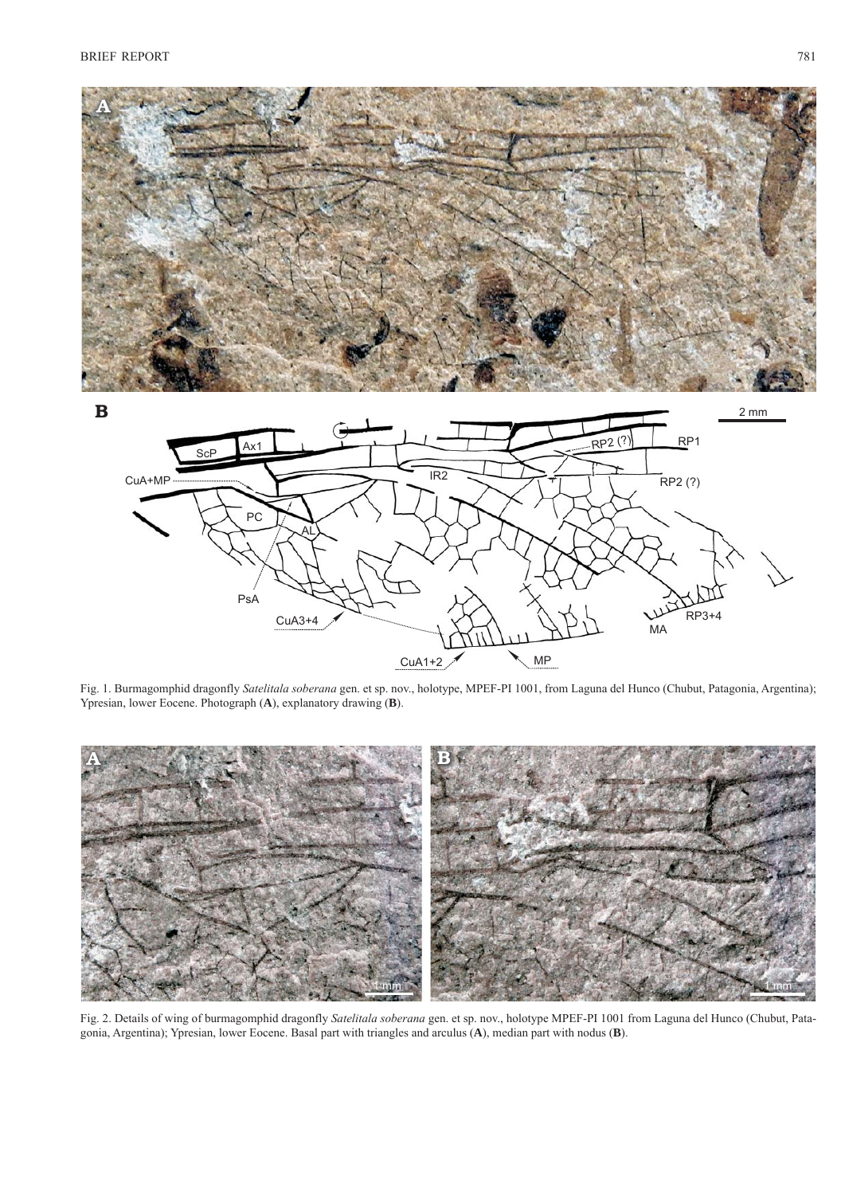Fig. 1. Burmagomphid dragonfly *Satelitala soberana* gen. et sp. nov., holotype, MPEF-PI 1001, from Laguna del Hunco (Chubut, Patagonia, Argentina); Ypresian, lower Eocene. Photograph (**A**), explanatory drawing (**B**).

Fig. 2. Details of wing of burmagomphid dragonfly *Satelitala soberana* gen. et sp. nov., holotype MPEF-PI 1001 from Laguna del Hunco (Chubut, Patagonia, Argentina); Ypresian, lower Eocene. Basal part with triangles and arculus (**A**), median part with nodus (**B**).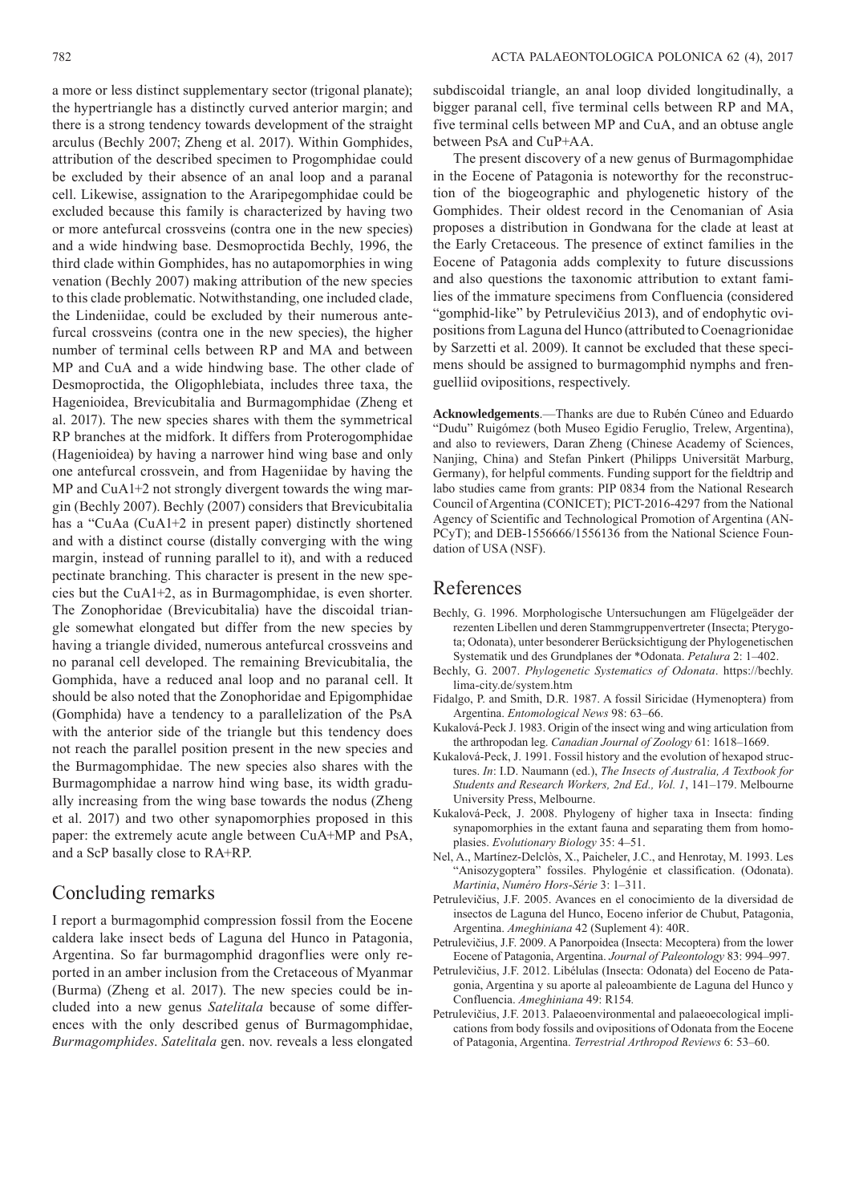a more or less distinct supplementary sector (trigonal planate); the hypertriangle has a distinctly curved anterior margin; and there is a strong tendency towards development of the straight arculus (Bechly 2007; Zheng et al. 2017). Within Gomphides, attribution of the described specimen to Progomphidae could be excluded by their absence of an anal loop and a paranal cell. Likewise, assignation to the Araripegomphidae could be excluded because this family is characterized by having two or more antefurcal crossveins (contra one in the new species) and a wide hindwing base. Desmoproctida Bechly, 1996, the third clade within Gomphides, has no autapomorphies in wing venation (Bechly 2007) making attribution of the new species to this clade problematic. Notwithstanding, one included clade, the Lindeniidae, could be excluded by their numerous antefurcal crossveins (contra one in the new species), the higher number of terminal cells between RP and MA and between MP and CuA and a wide hindwing base. The other clade of Desmoproctida, the Oligophlebiata, includes three taxa, the Hagenioidea, Brevicubitalia and Burmagomphidae (Zheng et al. 2017). The new species shares with them the symmetrical RP branches at the midfork. It differs from Proterogomphidae (Hagenioidea) by having a narrower hind wing base and only one antefurcal crossvein, and from Hageniidae by having the MP and CuA1+2 not strongly divergent towards the wing margin (Bechly 2007). Bechly (2007) considers that Brevicubitalia has a "CuAa (CuA1+2 in present paper) distinctly shortened and with a distinct course (distally converging with the wing margin, instead of running parallel to it), and with a reduced pectinate branching. This character is present in the new species but the CuA1+2, as in Burmagomphidae, is even shorter. The Zonophoridae (Brevicubitalia) have the discoidal triangle somewhat elongated but differ from the new species by having a triangle divided, numerous antefurcal crossveins and no paranal cell developed. The remaining Brevicubitalia, the Gomphida, have a reduced anal loop and no paranal cell. It should be also noted that the Zonophoridae and Epigomphidae (Gomphida) have a tendency to a parallelization of the PsA with the anterior side of the triangle but this tendency does not reach the parallel position present in the new species and the Burmagomphidae. The new species also shares with the Burmagomphidae a narrow hind wing base, its width gradually increasing from the wing base towards the nodus (Zheng et al. 2017) and two other synapomorphies proposed in this paper: the extremely acute angle between CuA+MP and PsA, and a ScP basally close to RA+RP.

## Concluding remarks

I report a burmagomphid compression fossil from the Eocene caldera lake insect beds of Laguna del Hunco in Patagonia, Argentina. So far burmagomphid dragonflies were only reported in an amber inclusion from the Cretaceous of Myanmar (Burma) (Zheng et al. 2017). The new species could be included into a new genus *Satelitala* because of some differences with the only described genus of Burmagomphidae, *Burmagomphides*. *Satelitala* gen. nov. reveals a less elongated subdiscoidal triangle, an anal loop divided longitudinally, a bigger paranal cell, five terminal cells between RP and MA, five terminal cells between MP and CuA, and an obtuse angle between PsA and CuP+AA.

The present discovery of a new genus of Burmagomphidae in the Eocene of Patagonia is noteworthy for the reconstruction of the biogeographic and phylogenetic history of the Gomphides. Their oldest record in the Cenomanian of Asia proposes a distribution in Gondwana for the clade at least at the Early Cretaceous. The presence of extinct families in the Eocene of Patagonia adds complexity to future discussions and also questions the taxonomic attribution to extant families of the immature specimens from Confluencia (considered "gomphid-like" by Petrulevičius 2013), and of endophytic ovipositions from Laguna del Hunco (attributed to Coenagrionidae by Sarzetti et al. 2009). It cannot be excluded that these specimens should be assigned to burmagomphid nymphs and frenguelliid ovipositions, respectively.

**Acknowledgements**.—Thanks are due to Rubén Cúneo and Eduardo "Dudu" Ruigómez (both Museo Egidio Feruglio, Trelew, Argentina), and also to reviewers, Daran Zheng (Chinese Academy of Sciences, Nanjing, China) and Stefan Pinkert (Philipps Universität Marburg, Germany), for helpful comments. Funding support for the fieldtrip and labo studies came from grants: PIP 0834 from the National Research Council of Argentina (CONICET); PICT-2016-4297 from the National Agency of Scientific and Technological Promotion of Argentina (ANPCyT); and DEB-1556666/1556136 from the National Science Foundation of USA (NSF).

## References

Bechly, G. 1996. Morphologische Untersuchungen am Flügelgeäder der rezenten Libellen und deren Stammgruppenvertreter (Insecta; Pterygota; Odonata), unter besonderer Berücksichtigung der Phylogenetischen Systematik und des Grundplanes der *Odonata. *Petalura* 2: 1–402.

Bechly, G. 2007. *Phylogenetic Systematics of Odonata*. https://bechly.lima-city.de/system.htm

Fidalgo, P. and Smith, D.R. 1987. A fossil Siricidae (Hymenoptera) from Argentina. *Entomological News* 98: 63–66.

Kukalová-Peck J. 1983. Origin of the insect wing and wing articulation from the arthropodan leg. *Canadian Journal of Zoology* 61: 1618–1669.

Kukalová-Peck, J. 1991. Fossil history and the evolution of hexapod structures. *In*: I.D. Naumann (ed.), *The Insects of Australia, A Textbook for Students and Research Workers, 2nd Ed., Vol. 1*, 141–179. Melbourne University Press, Melbourne.

Kukalová-Peck, J. 2008. Phylogeny of higher taxa in Insecta: finding synapomorphies in the extant fauna and separating them from homoplasies. *Evolutionary Biology* 35: 4–51.

Nel, A., Martínez-Delclòs, X., Paicheler, J.C., and Henrotay, M. 1993. Les "Anisozygoptera" fossiles. Phylogénie et classification. (Odonata). *Martinia*, *Numéro Hors-Série* 3: 1–311.

Petrulevičius, J.F. 2005. Avances en el conocimiento de la diversidad de insectos de Laguna del Hunco, Eoceno inferior de Chubut, Patagonia, Argentina. *Ameghiniana* 42 (Suplement 4): 40R.

Petrulevičius, J.F. 2009. A Panorpoidea (Insecta: Mecoptera) from the lower Eocene of Patagonia, Argentina. *Journal of Paleontology* 83: 994–997.

Petrulevičius, J.F. 2012. Libélulas (Insecta: Odonata) del Eoceno de Patagonia, Argentina y su aporte al paleoambiente de Laguna del Hunco y Confluencia. *Ameghiniana* 49: R154*.*

Petrulevičius, J.F. 2013. Palaeoenvironmental and palaeoecological implications from body fossils and ovipositions of Odonata from the Eocene of Patagonia, Argentina. *Terrestrial Arthropod Reviews* 6: 53–60.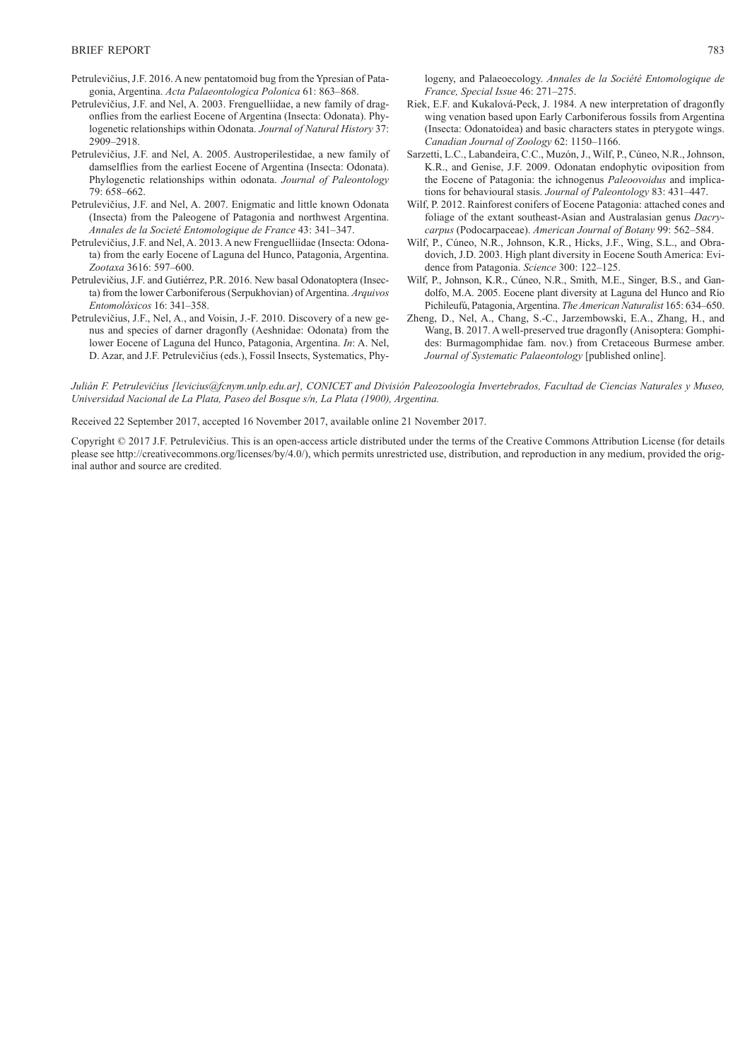Petrulevičius, J.F. 2016. A new pentatomoid bug from the Ypresian of Patagonia, Argentina. *Acta Palaeontologica Polonica* 61: 863–868.

Petrulevičius, J.F. and Nel, A. 2003. Frenguelliidae, a new family of dragonflies from the earliest Eocene of Argentina (Insecta: Odonata). Phylogenetic relationships within Odonata. *Journal of Natural History* 37: 2909–2918.

Petrulevičius, J.F. and Nel, A. 2005. Austroperilestidae, a new family of damselflies from the earliest Eocene of Argentina (Insecta: Odonata). Phylogenetic relationships within odonata. *Journal of Paleontology* 79: 658–662.

Petrulevičius, J.F. and Nel, A. 2007. Enigmatic and little known Odonata (Insecta) from the Paleogene of Patagonia and northwest Argentina. *Annales de la Societé Entomologique de France* 43: 341–347.

Petrulevičius, J.F. and Nel, A. 2013. A new Frenguelliidae (Insecta: Odonata) from the early Eocene of Laguna del Hunco, Patagonia, Argentina. *Zootaxa* 3616: 597–600.

Petrulevičius, J.F. and Gutiérrez, P.R. 2016. New basal Odonatoptera (Insecta) from the lower Carboniferous (Serpukhovian) of Argentina. *Arquivos Entomolóxicos* 16: 341–358.

Petrulevičius, J.F., Nel, A., and Voisin, J.-F. 2010. Discovery of a new genus and species of darner dragonfly (Aeshnidae: Odonata) from the lower Eocene of Laguna del Hunco, Patagonia, Argentina. *In*: A. Nel, D. Azar, and J.F. Petrulevičius (eds.), Fossil Insects, Systematics, Phylogeny, and Palaeoecology. *Annales de la Société Entomologique de France, Special Issue* 46: 271–275.

Riek, E.F. and Kukalová-Peck, J. 1984. A new interpretation of dragonfly wing venation based upon Early Carboniferous fossils from Argentina (Insecta: Odonatoidea) and basic characters states in pterygote wings. *Canadian Journal of Zoology* 62: 1150–1166.

Sarzetti, L.C., Labandeira, C.C., Muzón, J., Wilf, P., Cúneo, N.R., Johnson, K.R., and Genise, J.F. 2009. Odonatan endophytic oviposition from the Eocene of Patagonia: the ichnogenus *Paleoovoidus* and implications for behavioural stasis. *Journal of Paleontology* 83: 431–447.

Wilf, P. 2012. Rainforest conifers of Eocene Patagonia: attached cones and foliage of the extant southeast-Asian and Australasian genus *Dacrycarpus* (Podocarpaceae). *American Journal of Botany* 99: 562–584.

Wilf, P., Cúneo, N.R., Johnson, K.R., Hicks, J.F., Wing, S.L., and Obradovich, J.D. 2003. High plant diversity in Eocene South America: Evidence from Patagonia. *Science* 300: 122–125.

Wilf, P., Johnson, K.R., Cúneo, N.R., Smith, M.E., Singer, B.S., and Gandolfo, M.A. 2005. Eocene plant diversity at Laguna del Hunco and Río Pichileufú, Patagonia, Argentina. *The American Naturalist* 165: 634–650.

Zheng, D., Nel, A., Chang, S.-C., Jarzembowski, E.A., Zhang, H., and Wang, B. 2017. A well-preserved true dragonfly (Anisoptera: Gomphides: Burmagomphidae fam. nov.) from Cretaceous Burmese amber. *Journal of Systematic Palaeontology* [published online].

*Julián F. Petrulevičius [levicius@fcnym.unlp.edu.ar], CONICET and División Paleozoología Invertebrados, Facultad de Ciencias Naturales y Museo, Universidad Nacional de La Plata, Paseo del Bosque s/n, La Plata (1900), Argentina.*

Received 22 September 2017, accepted 16 November 2017, available online 21 November 2017.

Copyright © 2017 J.F. Petrulevičius. This is an open-access article distributed under the terms of the Creative Commons Attribution License (for details please see http://creativecommons.org/licenses/by/4.0/), which permits unrestricted use, distribution, and reproduction in any medium, provided the original author and source are credited.